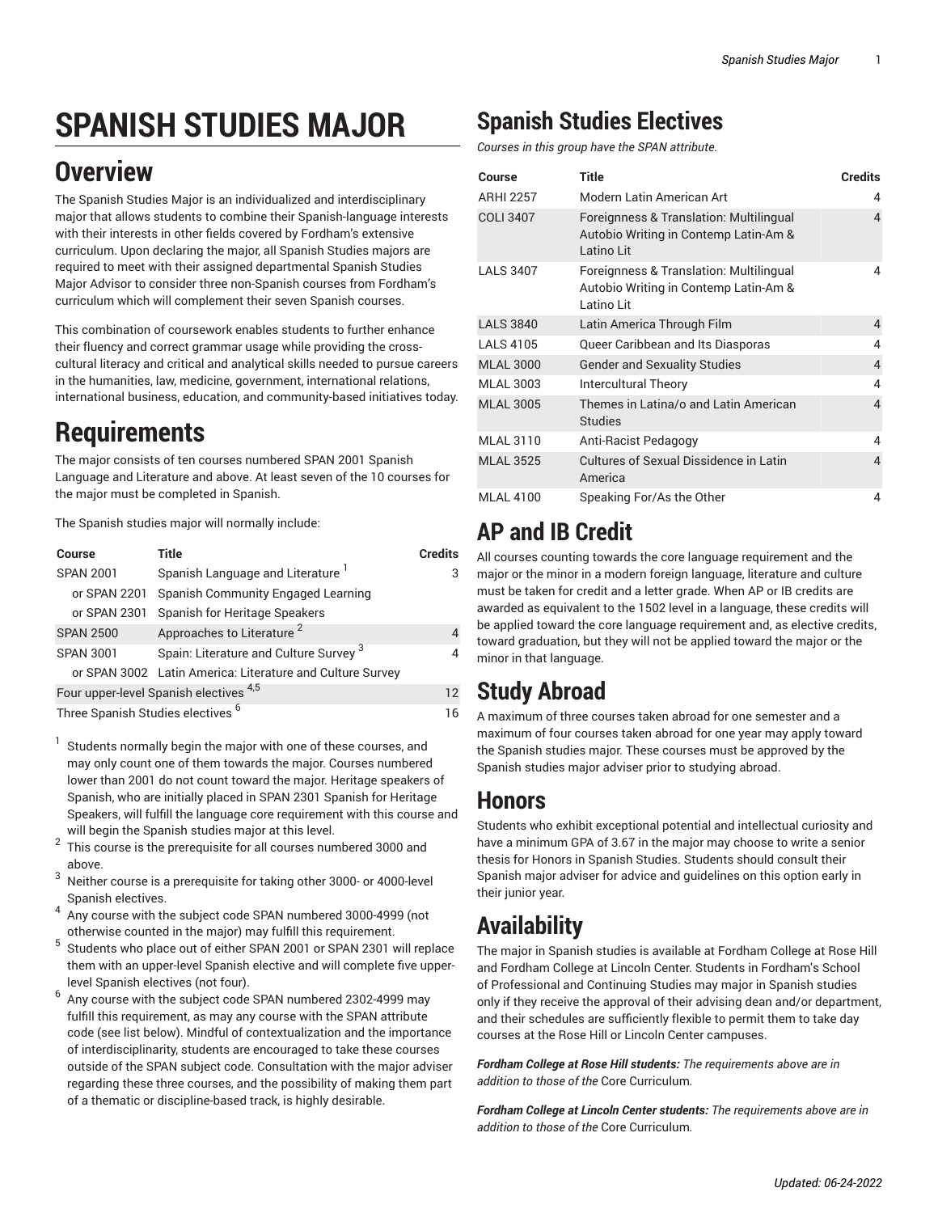# SPANISH STUDIES MAJOR

## Overview

The Spanish Studies Major is an individualized and interdisciplinary major that allows students to combine their Spanish-language interests with their interests in other fields covered by Fordham's extensive curriculum. Upon declaring the major, all Spanish Studies majors are required to meet with their assigned departmental Spanish Studies Major Advisor to consider three non-Spanish courses from Fordham's curriculum which will complement their seven Spanish courses.

This combination of coursework enables students to further enhance their fluency and correct grammar usage while providing the cross-cultural literacy and critical and analytical skills needed to pursue careers in the humanities, law, medicine, government, international relations, international business, education, and community-based initiatives today.

## Requirements

The major consists of ten courses numbered SPAN 2001 Spanish Language and Literature and above. At least seven of the 10 courses for the major must be completed in Spanish.

The Spanish studies major will normally include:

| Course | Title | Credits |
|---|---|---|
| SPAN 2001 | Spanish Language and Literature [1] | 3 |
| or SPAN 2201 | Spanish Community Engaged Learning | |
| or SPAN 2301 | Spanish for Heritage Speakers | |
| SPAN 2500 | Approaches to Literature [2] | 4 |
| SPAN 3001 | Spain: Literature and Culture Survey [3] | 4 |
| or SPAN 3002 | Latin America: Literature and Culture Survey | |
| Four upper-level Spanish electives [4,5] | | 12 |
| Three Spanish Studies electives [6] | | 16 |

1. Students normally begin the major with one of these courses, and may only count one of them towards the major. Courses numbered lower than 2001 do not count toward the major. Heritage speakers of Spanish, who are initially placed in SPAN 2301 Spanish for Heritage Speakers, will fulfill the language core requirement with this course and will begin the Spanish studies major at this level.
2. This course is the prerequisite for all courses numbered 3000 and above.
3. Neither course is a prerequisite for taking other 3000- or 4000-level Spanish electives.
4. Any course with the subject code SPAN numbered 3000-4999 (not otherwise counted in the major) may fulfill this requirement.
5. Students who place out of either SPAN 2001 or SPAN 2301 will replace them with an upper-level Spanish elective and will complete five upper-level Spanish electives (not four).
6. Any course with the subject code SPAN numbered 2302-4999 may fulfill this requirement, as may any course with the SPAN attribute code (see list below). Mindful of contextualization and the importance of interdisciplinarity, students are encouraged to take these courses outside of the SPAN subject code. Consultation with the major adviser regarding these three courses, and the possibility of making them part of a thematic or discipline-based track, is highly desirable.

## Spanish Studies Electives

*Courses in this group have the SPAN attribute.*

| Course | Title | Credits |
|---|---|---|
| ARHI 2257 | Modern Latin American Art | 4 |
| COLI 3407 | Foreignness & Translation: Multilingual Autobio Writing in Contemp Latin-Am & Latino Lit | 4 |
| LALS 3407 | Foreignness & Translation: Multilingual Autobio Writing in Contemp Latin-Am & Latino Lit | 4 |
| LALS 3840 | Latin America Through Film | 4 |
| LALS 4105 | Queer Caribbean and Its Diasporas | 4 |
| MLAL 3000 | Gender and Sexuality Studies | 4 |
| MLAL 3003 | Intercultural Theory | 4 |
| MLAL 3005 | Themes in Latina/o and Latin American Studies | 4 |
| MLAL 3110 | Anti-Racist Pedagogy | 4 |
| MLAL 3525 | Cultures of Sexual Dissidence in Latin America | 4 |
| MLAL 4100 | Speaking For/As the Other | 4 |

## AP and IB Credit

All courses counting towards the core language requirement and the major or the minor in a modern foreign language, literature and culture must be taken for credit and a letter grade. When AP or IB credits are awarded as equivalent to the 1502 level in a language, these credits will be applied toward the core language requirement and, as elective credits, toward graduation, but they will not be applied toward the major or the minor in that language.

## Study Abroad

A maximum of three courses taken abroad for one semester and a maximum of four courses taken abroad for one year may apply toward the Spanish studies major. These courses must be approved by the Spanish studies major adviser prior to studying abroad.

## Honors

Students who exhibit exceptional potential and intellectual curiosity and have a minimum GPA of 3.67 in the major may choose to write a senior thesis for Honors in Spanish Studies. Students should consult their Spanish major adviser for advice and guidelines on this option early in their junior year.

## Availability

The major in Spanish studies is available at Fordham College at Rose Hill and Fordham College at Lincoln Center. Students in Fordham's School of Professional and Continuing Studies may major in Spanish studies only if they receive the approval of their advising dean and/or department, and their schedules are sufficiently flexible to permit them to take day courses at the Rose Hill or Lincoln Center campuses.

***Fordham College at Rose Hill students:*** *The requirements above are in addition to those of the* Core Curriculum*.*

***Fordham College at Lincoln Center students:*** *The requirements above are in addition to those of the* Core Curriculum*.*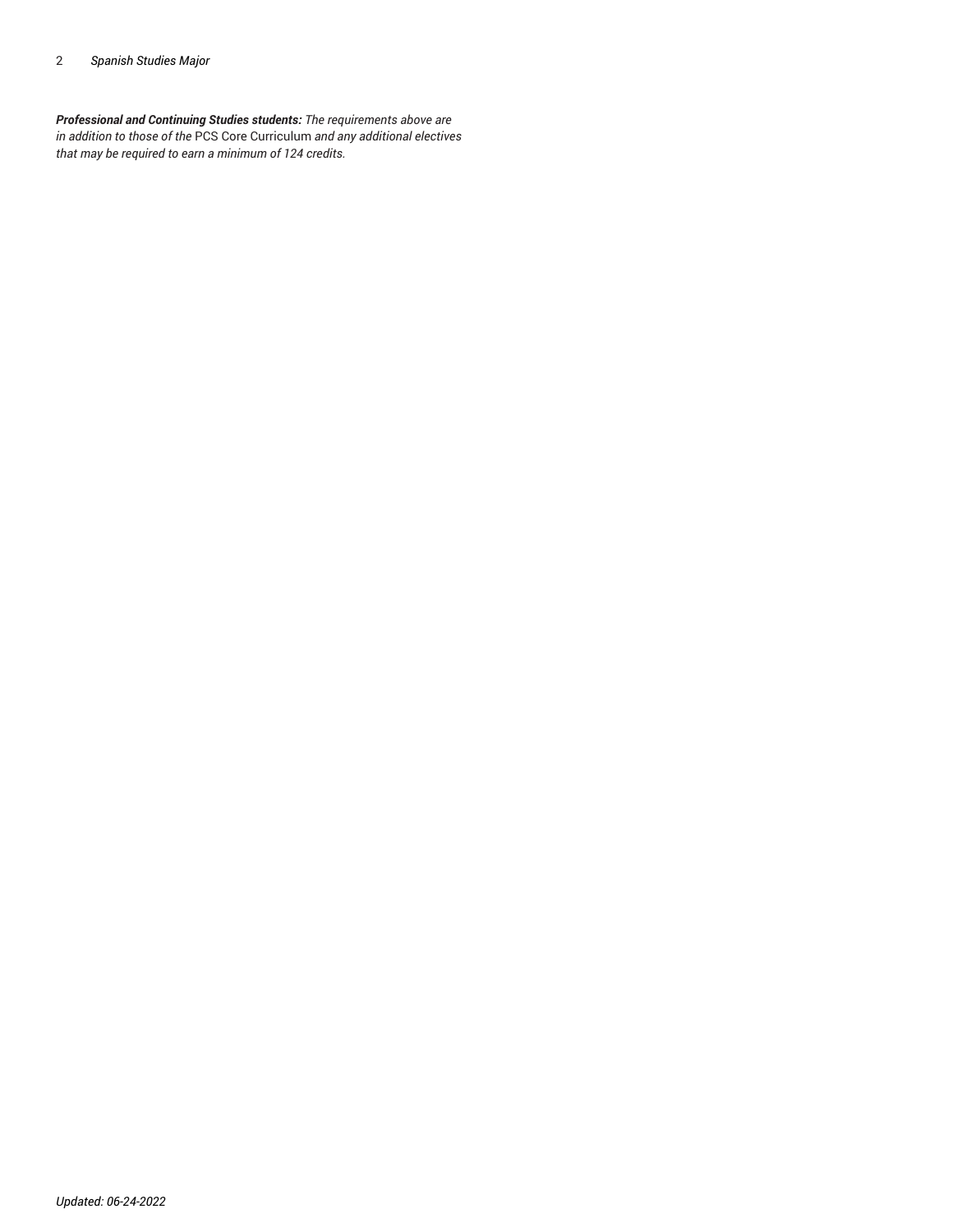***Professional and Continuing Studies students:*** *The requirements above are in addition to those of the* PCS Core Curriculum *and any additional electives that may be required to earn a minimum of 124 credits.*

*Updated: 06-24-2022*